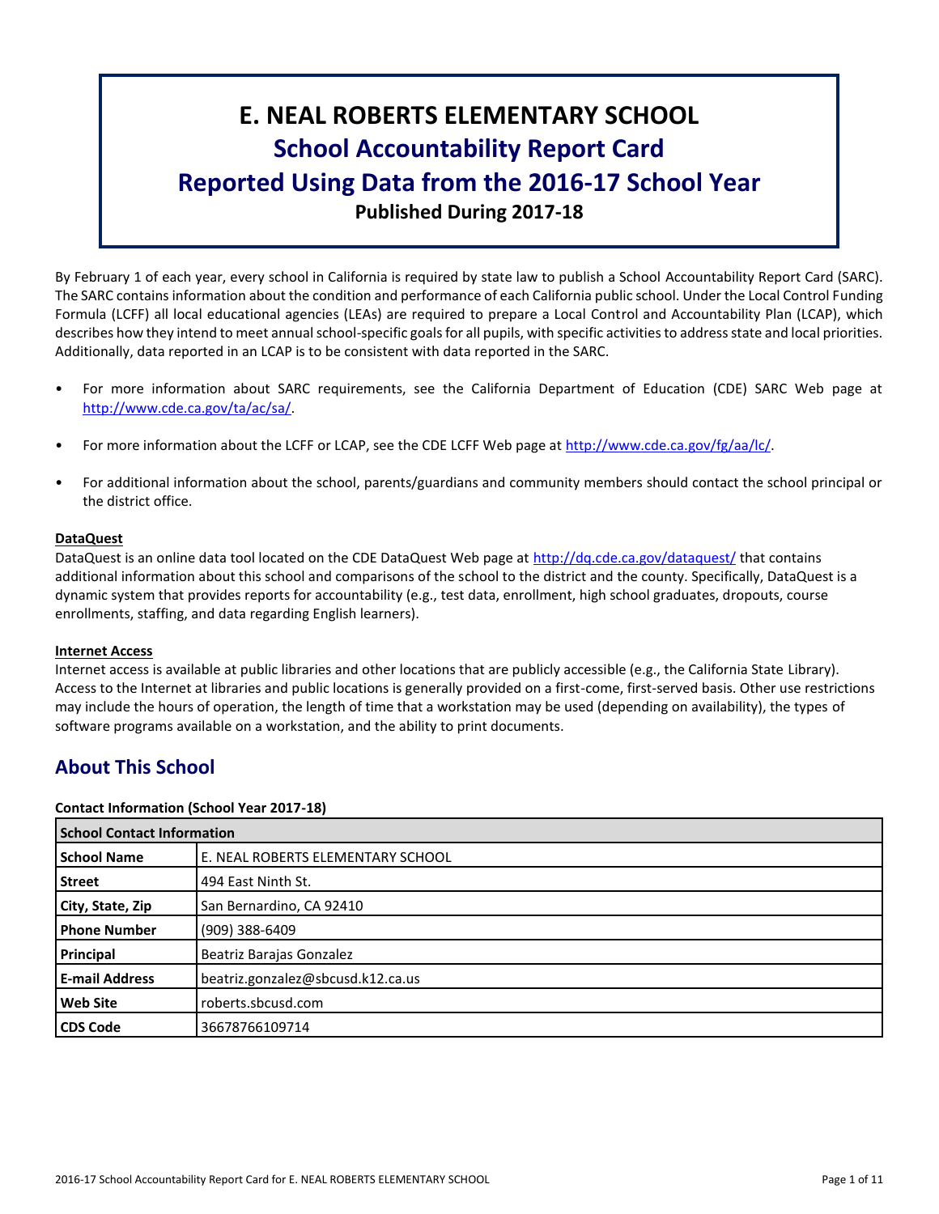# E. NEAL ROBERTS ELEMENTARY SCHOOL

## School Accountability Report Card

## Reported Using Data from the 2016-17 School Year

**Published During 2017-18**

By February 1 of each year, every school in California is required by state law to publish a School Accountability Report Card (SARC). The SARC contains information about the condition and performance of each California public school. Under the Local Control Funding Formula (LCFF) all local educational agencies (LEAs) are required to prepare a Local Control and Accountability Plan (LCAP), which describes how they intend to meet annual school-specific goals for all pupils, with specific activities to address state and local priorities. Additionally, data reported in an LCAP is to be consistent with data reported in the SARC.

- For more information about SARC requirements, see the California Department of Education (CDE) SARC Web page at http://www.cde.ca.gov/ta/ac/sa/.
- For more information about the LCFF or LCAP, see the CDE LCFF Web page at http://www.cde.ca.gov/fg/aa/lc/.
- For additional information about the school, parents/guardians and community members should contact the school principal or the district office.

**DataQuest**

DataQuest is an online data tool located on the CDE DataQuest Web page at http://dq.cde.ca.gov/dataquest/ that contains additional information about this school and comparisons of the school to the district and the county. Specifically, DataQuest is a dynamic system that provides reports for accountability (e.g., test data, enrollment, high school graduates, dropouts, course enrollments, staffing, and data regarding English learners).

**Internet Access**

Internet access is available at public libraries and other locations that are publicly accessible (e.g., the California State Library). Access to the Internet at libraries and public locations is generally provided on a first-come, first-served basis. Other use restrictions may include the hours of operation, the length of time that a workstation may be used (depending on availability), the types of software programs available on a workstation, and the ability to print documents.

## About This School

**Contact Information (School Year 2017-18)**

| School Contact Information | |
|---|---|
| **School Name** | E. NEAL ROBERTS ELEMENTARY SCHOOL |
| **Street** | 494 East Ninth St. |
| **City, State, Zip** | San Bernardino, CA 92410 |
| **Phone Number** | (909) 388-6409 |
| **Principal** | Beatriz Barajas Gonzalez |
| **E-mail Address** | beatriz.gonzalez@sbcusd.k12.ca.us |
| **Web Site** | roberts.sbcusd.com |
| **CDS Code** | 36678766109714 |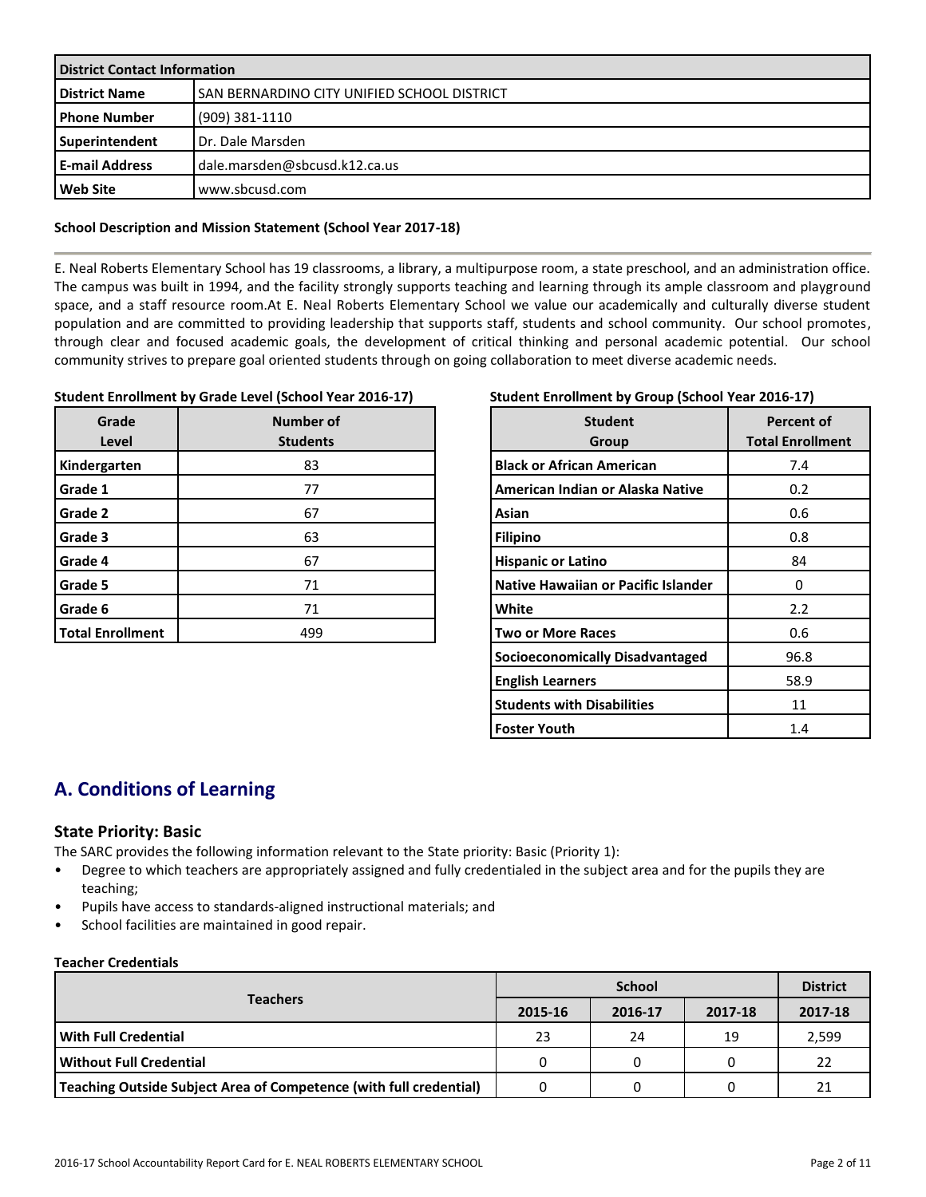| District Contact Information | |
|---|---|
| **District Name** | SAN BERNARDINO CITY UNIFIED SCHOOL DISTRICT |
| **Phone Number** | (909) 381-1110 |
| **Superintendent** | Dr. Dale Marsden |
| **E-mail Address** | dale.marsden@sbcusd.k12.ca.us |
| **Web Site** | www.sbcusd.com |

**School Description and Mission Statement (School Year 2017-18)**

E. Neal Roberts Elementary School has 19 classrooms, a library, a multipurpose room, a state preschool, and an administration office. The campus was built in 1994, and the facility strongly supports teaching and learning through its ample classroom and playground space, and a staff resource room.At E. Neal Roberts Elementary School we value our academically and culturally diverse student population and are committed to providing leadership that supports staff, students and school community. Our school promotes, through clear and focused academic goals, the development of critical thinking and personal academic potential. Our school community strives to prepare goal oriented students through on going collaboration to meet diverse academic needs.

**Student Enrollment by Grade Level (School Year 2016-17)**

| Grade Level | Number of Students |
|---|---|
| **Kindergarten** | 83 |
| **Grade 1** | 77 |
| **Grade 2** | 67 |
| **Grade 3** | 63 |
| **Grade 4** | 67 |
| **Grade 5** | 71 |
| **Grade 6** | 71 |
| **Total Enrollment** | 499 |

**Student Enrollment by Group (School Year 2016-17)**

| Student Group | Percent of Total Enrollment |
|---|---|
| **Black or African American** | 7.4 |
| **American Indian or Alaska Native** | 0.2 |
| **Asian** | 0.6 |
| **Filipino** | 0.8 |
| **Hispanic or Latino** | 84 |
| **Native Hawaiian or Pacific Islander** | 0 |
| **White** | 2.2 |
| **Two or More Races** | 0.6 |
| **Socioeconomically Disadvantaged** | 96.8 |
| **English Learners** | 58.9 |
| **Students with Disabilities** | 11 |
| **Foster Youth** | 1.4 |

## A. Conditions of Learning

### State Priority: Basic

The SARC provides the following information relevant to the State priority: Basic (Priority 1):

- Degree to which teachers are appropriately assigned and fully credentialed in the subject area and for the pupils they are teaching;
- Pupils have access to standards-aligned instructional materials; and
- School facilities are maintained in good repair.

**Teacher Credentials**

| Teachers | School | | | District |
|---|---|---|---|---|
| | 2015-16 | 2016-17 | 2017-18 | 2017-18 |
| **With Full Credential** | 23 | 24 | 19 | 2,599 |
| **Without Full Credential** | 0 | 0 | 0 | 22 |
| **Teaching Outside Subject Area of Competence (with full credential)** | 0 | 0 | 0 | 21 |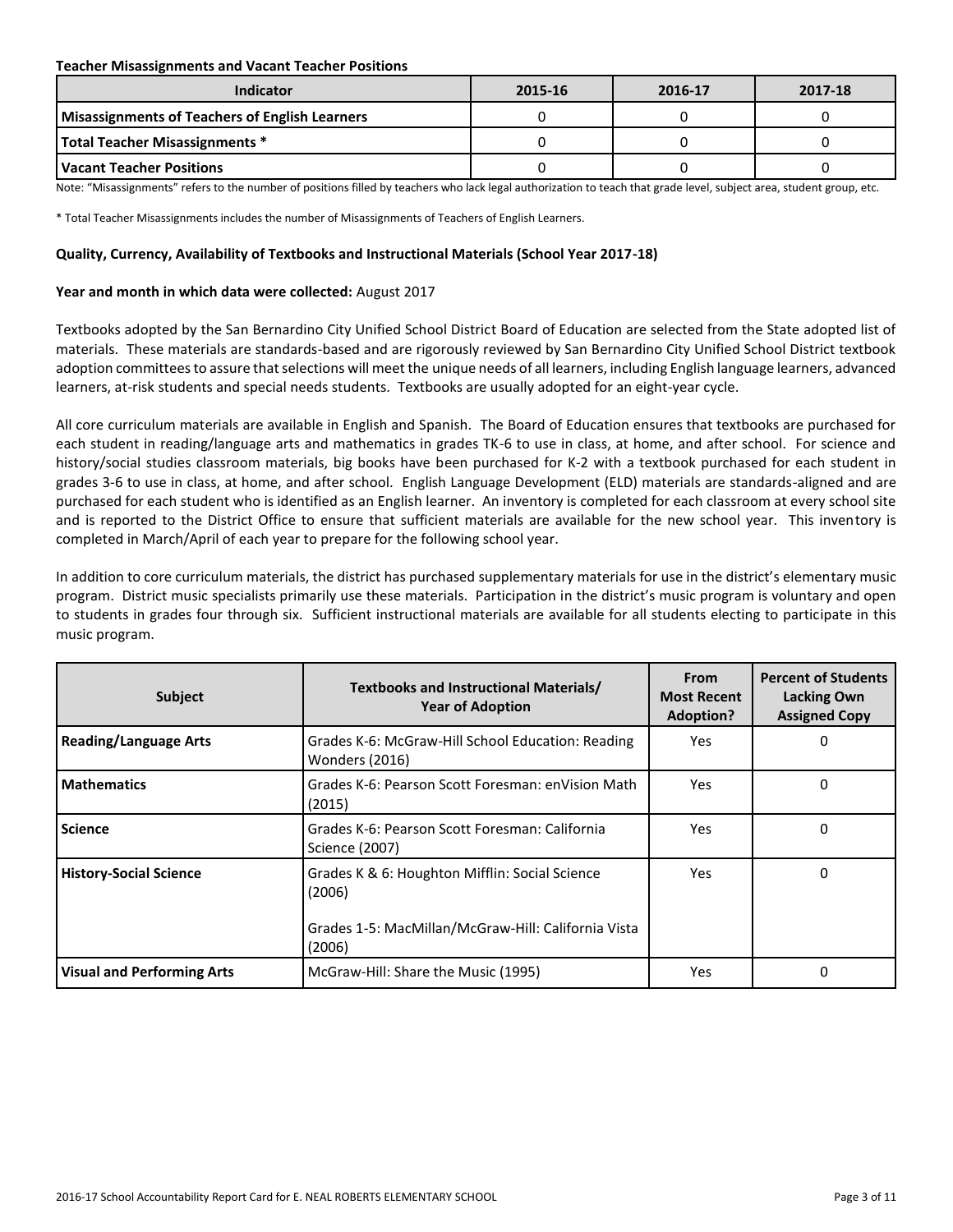**Teacher Misassignments and Vacant Teacher Positions**

| Indicator | 2015-16 | 2016-17 | 2017-18 |
|---|---|---|---|
| Misassignments of Teachers of English Learners | 0 | 0 | 0 |
| Total Teacher Misassignments * | 0 | 0 | 0 |
| Vacant Teacher Positions | 0 | 0 | 0 |

Note: "Misassignments" refers to the number of positions filled by teachers who lack legal authorization to teach that grade level, subject area, student group, etc.

* Total Teacher Misassignments includes the number of Misassignments of Teachers of English Learners.

**Quality, Currency, Availability of Textbooks and Instructional Materials (School Year 2017-18)**

**Year and month in which data were collected:** August 2017

Textbooks adopted by the San Bernardino City Unified School District Board of Education are selected from the State adopted list of materials. These materials are standards-based and are rigorously reviewed by San Bernardino City Unified School District textbook adoption committees to assure that selections will meet the unique needs of all learners, including English language learners, advanced learners, at-risk students and special needs students. Textbooks are usually adopted for an eight-year cycle.

All core curriculum materials are available in English and Spanish. The Board of Education ensures that textbooks are purchased for each student in reading/language arts and mathematics in grades TK-6 to use in class, at home, and after school. For science and history/social studies classroom materials, big books have been purchased for K-2 with a textbook purchased for each student in grades 3-6 to use in class, at home, and after school. English Language Development (ELD) materials are standards-aligned and are purchased for each student who is identified as an English learner. An inventory is completed for each classroom at every school site and is reported to the District Office to ensure that sufficient materials are available for the new school year. This inventory is completed in March/April of each year to prepare for the following school year.

In addition to core curriculum materials, the district has purchased supplementary materials for use in the district's elementary music program. District music specialists primarily use these materials. Participation in the district's music program is voluntary and open to students in grades four through six. Sufficient instructional materials are available for all students electing to participate in this music program.

| Subject | Textbooks and Instructional Materials/ Year of Adoption | From Most Recent Adoption? | Percent of Students Lacking Own Assigned Copy |
|---|---|---|---|
| Reading/Language Arts | Grades K-6: McGraw-Hill School Education: Reading Wonders (2016) | Yes | 0 |
| Mathematics | Grades K-6: Pearson Scott Foresman: enVision Math (2015) | Yes | 0 |
| Science | Grades K-6: Pearson Scott Foresman: California Science (2007) | Yes | 0 |
| History-Social Science | Grades K & 6: Houghton Mifflin: Social Science (2006)<br><br>Grades 1-5: MacMillan/McGraw-Hill: California Vista (2006) | Yes | 0 |
| Visual and Performing Arts | McGraw-Hill: Share the Music (1995) | Yes | 0 |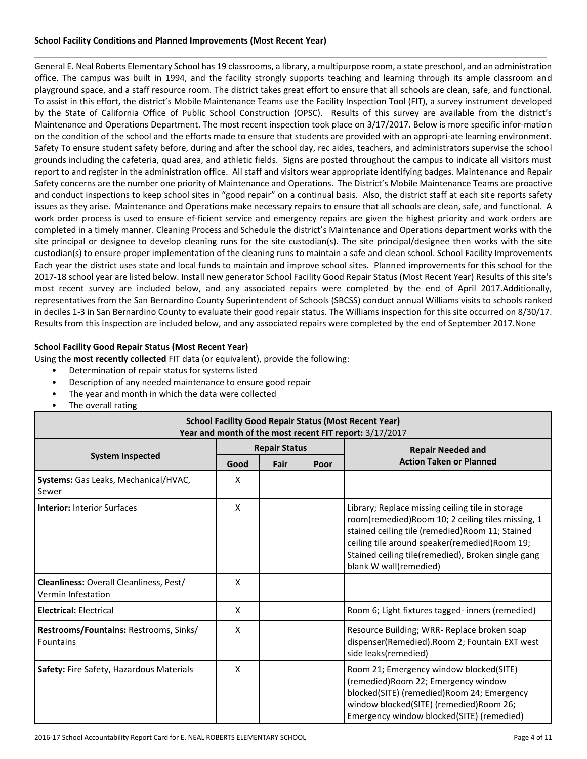### School Facility Conditions and Planned Improvements (Most Recent Year)

General E. Neal Roberts Elementary School has 19 classrooms, a library, a multipurpose room, a state preschool, and an administration office. The campus was built in 1994, and the facility strongly supports teaching and learning through its ample classroom and playground space, and a staff resource room. The district takes great effort to ensure that all schools are clean, safe, and functional. To assist in this effort, the district's Mobile Maintenance Teams use the Facility Inspection Tool (FIT), a survey instrument developed by the State of California Office of Public School Construction (OPSC). Results of this survey are available from the district's Maintenance and Operations Department. The most recent inspection took place on 3/17/2017. Below is more specific infor-mation on the condition of the school and the efforts made to ensure that students are provided with an appropri-ate learning environment. Safety To ensure student safety before, during and after the school day, rec aides, teachers, and administrators supervise the school grounds including the cafeteria, quad area, and athletic fields. Signs are posted throughout the campus to indicate all visitors must report to and register in the administration office. All staff and visitors wear appropriate identifying badges. Maintenance and Repair Safety concerns are the number one priority of Maintenance and Operations. The District's Mobile Maintenance Teams are proactive and conduct inspections to keep school sites in "good repair" on a continual basis. Also, the district staff at each site reports safety issues as they arise. Maintenance and Operations make necessary repairs to ensure that all schools are clean, safe, and functional. A work order process is used to ensure ef-ficient service and emergency repairs are given the highest priority and work orders are completed in a timely manner. Cleaning Process and Schedule the district's Maintenance and Operations department works with the site principal or designee to develop cleaning runs for the site custodian(s). The site principal/designee then works with the site custodian(s) to ensure proper implementation of the cleaning runs to maintain a safe and clean school. School Facility Improvements Each year the district uses state and local funds to maintain and improve school sites. Planned improvements for this school for the 2017-18 school year are listed below. Install new generator School Facility Good Repair Status (Most Recent Year) Results of this site's most recent survey are included below, and any associated repairs were completed by the end of April 2017.Additionally, representatives from the San Bernardino County Superintendent of Schools (SBCSS) conduct annual Williams visits to schools ranked in deciles 1-3 in San Bernardino County to evaluate their good repair status. The Williams inspection for this site occurred on 8/30/17. Results from this inspection are included below, and any associated repairs were completed by the end of September 2017.None

### School Facility Good Repair Status (Most Recent Year)

Using the **most recently collected** FIT data (or equivalent), provide the following:

- Determination of repair status for systems listed
- Description of any needed maintenance to ensure good repair
- The year and month in which the data were collected
- The overall rating

**School Facility Good Repair Status (Most Recent Year)**
**Year and month of the most recent FIT report:** 3/17/2017

| System Inspected | Repair Status | | | Repair Needed and Action Taken or Planned |
|---|---|---|---|---|
| | Good | Fair | Poor | |
| **Systems:** Gas Leaks, Mechanical/HVAC, Sewer | X | | | |
| **Interior:** Interior Surfaces | X | | | Library; Replace missing ceiling tile in storage room(remedied)Room 10; 2 ceiling tiles missing, 1 stained ceiling tile (remedied)Room 11; Stained ceiling tile around speaker(remedied)Room 19; Stained ceiling tile(remedied), Broken single gang blank W wall(remedied) |
| **Cleanliness:** Overall Cleanliness, Pest/ Vermin Infestation | X | | | |
| **Electrical:** Electrical | X | | | Room 6; Light fixtures tagged- inners (remedied) |
| **Restrooms/Fountains:** Restrooms, Sinks/ Fountains | X | | | Resource Building; WRR- Replace broken soap dispenser(Remedied).Room 2; Fountain EXT west side leaks(remedied) |
| **Safety:** Fire Safety, Hazardous Materials | X | | | Room 21; Emergency window blocked(SITE) (remedied)Room 22; Emergency window blocked(SITE) (remedied)Room 24; Emergency window blocked(SITE) (remedied)Room 26; Emergency window blocked(SITE) (remedied) |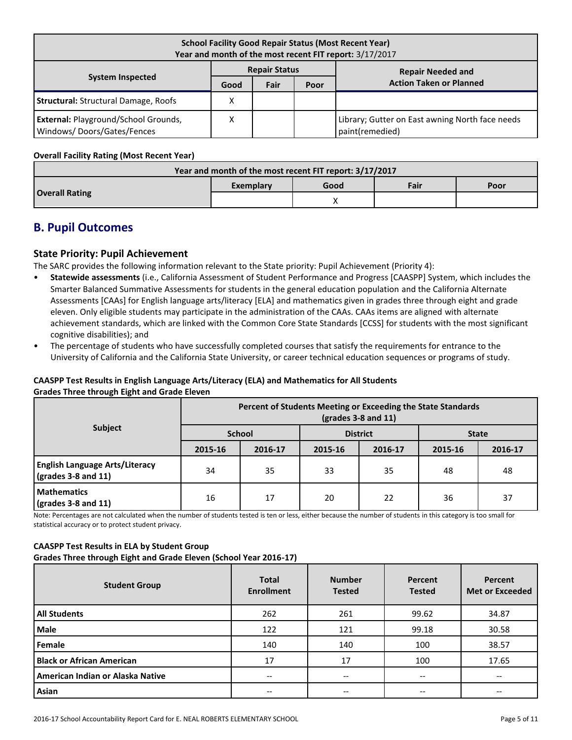| School Facility Good Repair Status (Most Recent Year) Year and month of the most recent FIT report: 3/17/2017 | | | | |
|---|---|---|---|---|
| System Inspected | Repair Status | | | Repair Needed and Action Taken or Planned |
| | Good | Fair | Poor | |
| **Structural:** Structural Damage, Roofs | X | | | |
| **External:** Playground/School Grounds, Windows/ Doors/Gates/Fences | X | | | Library; Gutter on East awning North face needs paint(remedied) |

**Overall Facility Rating (Most Recent Year)**

| Year and month of the most recent FIT report: 3/17/2017 | | | | |
|---|---|---|---|---|
| **Overall Rating** | Exemplary | Good | Fair | Poor |
| | | X | | |

## B. Pupil Outcomes

### State Priority: Pupil Achievement

The SARC provides the following information relevant to the State priority: Pupil Achievement (Priority 4):

- **Statewide assessments** (i.e., California Assessment of Student Performance and Progress [CAASPP] System, which includes the Smarter Balanced Summative Assessments for students in the general education population and the California Alternate Assessments [CAAs] for English language arts/literacy [ELA] and mathematics given in grades three through eight and grade eleven. Only eligible students may participate in the administration of the CAAs. CAAs items are aligned with alternate achievement standards, which are linked with the Common Core State Standards [CCSS] for students with the most significant cognitive disabilities); and
- The percentage of students who have successfully completed courses that satisfy the requirements for entrance to the University of California and the California State University, or career technical education sequences or programs of study.

**CAASPP Test Results in English Language Arts/Literacy (ELA) and Mathematics for All Students Grades Three through Eight and Grade Eleven**

| Subject | Percent of Students Meeting or Exceeding the State Standards (grades 3-8 and 11) | | | | | |
|---|---|---|---|---|---|---|
| | School | | District | | State | |
| | 2015-16 | 2016-17 | 2015-16 | 2016-17 | 2015-16 | 2016-17 |
| **English Language Arts/Literacy (grades 3-8 and 11)** | 34 | 35 | 33 | 35 | 48 | 48 |
| **Mathematics (grades 3-8 and 11)** | 16 | 17 | 20 | 22 | 36 | 37 |

Note: Percentages are not calculated when the number of students tested is ten or less, either because the number of students in this category is too small for statistical accuracy or to protect student privacy.

**CAASPP Test Results in ELA by Student Group Grades Three through Eight and Grade Eleven (School Year 2016-17)**

| Student Group | Total Enrollment | Number Tested | Percent Tested | Percent Met or Exceeded |
|---|---|---|---|---|
| **All Students** | 262 | 261 | 99.62 | 34.87 |
| **Male** | 122 | 121 | 99.18 | 30.58 |
| **Female** | 140 | 140 | 100 | 38.57 |
| **Black or African American** | 17 | 17 | 100 | 17.65 |
| **American Indian or Alaska Native** | -- | -- | -- | -- |
| **Asian** | -- | -- | -- | -- |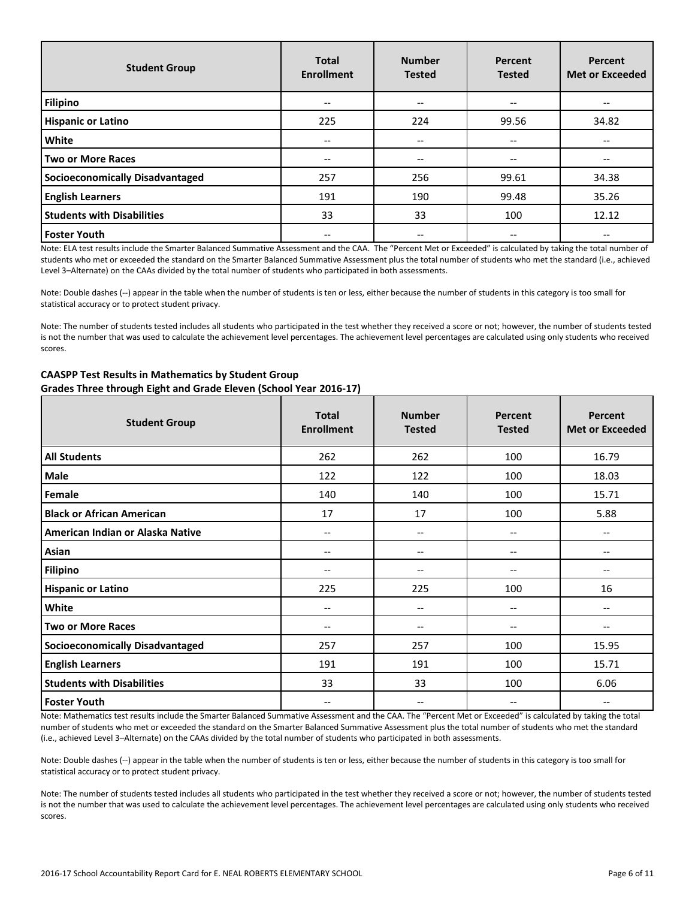| Student Group | Total Enrollment | Number Tested | Percent Tested | Percent Met or Exceeded |
|---|---|---|---|---|
| Filipino | -- | -- | -- | -- |
| Hispanic or Latino | 225 | 224 | 99.56 | 34.82 |
| White | -- | -- | -- | -- |
| Two or More Races | -- | -- | -- | -- |
| Socioeconomically Disadvantaged | 257 | 256 | 99.61 | 34.38 |
| English Learners | 191 | 190 | 99.48 | 35.26 |
| Students with Disabilities | 33 | 33 | 100 | 12.12 |
| Foster Youth | -- | -- | -- | -- |

Note: ELA test results include the Smarter Balanced Summative Assessment and the CAA. The "Percent Met or Exceeded" is calculated by taking the total number of students who met or exceeded the standard on the Smarter Balanced Summative Assessment plus the total number of students who met the standard (i.e., achieved Level 3–Alternate) on the CAAs divided by the total number of students who participated in both assessments.

Note: Double dashes (--) appear in the table when the number of students is ten or less, either because the number of students in this category is too small for statistical accuracy or to protect student privacy.

Note: The number of students tested includes all students who participated in the test whether they received a score or not; however, the number of students tested is not the number that was used to calculate the achievement level percentages. The achievement level percentages are calculated using only students who received scores.

**CAASPP Test Results in Mathematics by Student Group**
**Grades Three through Eight and Grade Eleven (School Year 2016-17)**

| Student Group | Total Enrollment | Number Tested | Percent Tested | Percent Met or Exceeded |
|---|---|---|---|---|
| All Students | 262 | 262 | 100 | 16.79 |
| Male | 122 | 122 | 100 | 18.03 |
| Female | 140 | 140 | 100 | 15.71 |
| Black or African American | 17 | 17 | 100 | 5.88 |
| American Indian or Alaska Native | -- | -- | -- | -- |
| Asian | -- | -- | -- | -- |
| Filipino | -- | -- | -- | -- |
| Hispanic or Latino | 225 | 225 | 100 | 16 |
| White | -- | -- | -- | -- |
| Two or More Races | -- | -- | -- | -- |
| Socioeconomically Disadvantaged | 257 | 257 | 100 | 15.95 |
| English Learners | 191 | 191 | 100 | 15.71 |
| Students with Disabilities | 33 | 33 | 100 | 6.06 |
| Foster Youth | -- | -- | -- | -- |

Note: Mathematics test results include the Smarter Balanced Summative Assessment and the CAA. The "Percent Met or Exceeded" is calculated by taking the total number of students who met or exceeded the standard on the Smarter Balanced Summative Assessment plus the total number of students who met the standard (i.e., achieved Level 3–Alternate) on the CAAs divided by the total number of students who participated in both assessments.

Note: Double dashes (--) appear in the table when the number of students is ten or less, either because the number of students in this category is too small for statistical accuracy or to protect student privacy.

Note: The number of students tested includes all students who participated in the test whether they received a score or not; however, the number of students tested is not the number that was used to calculate the achievement level percentages. The achievement level percentages are calculated using only students who received scores.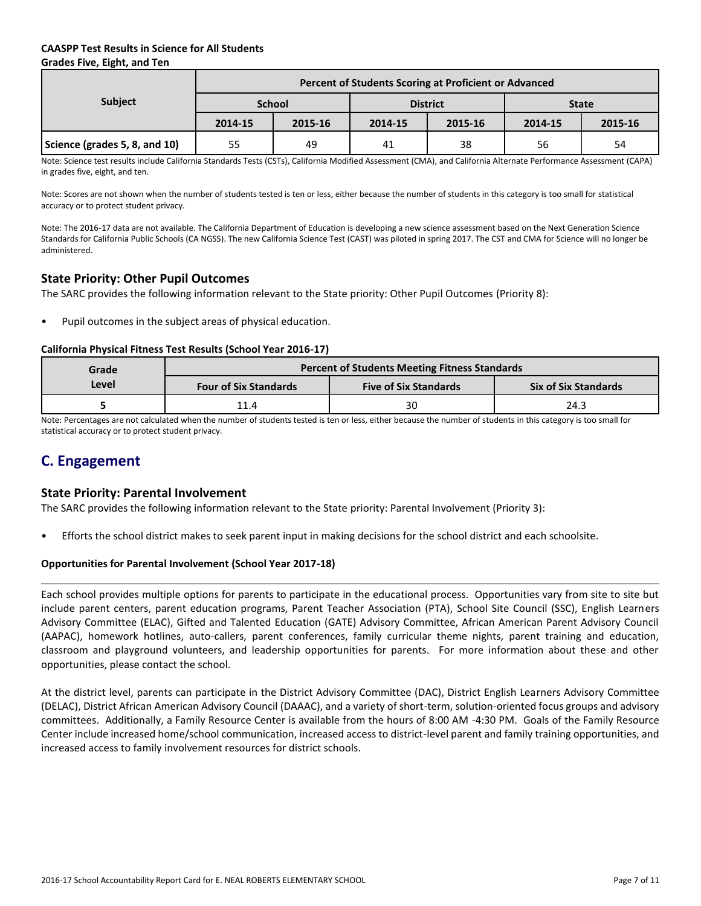**CAASPP Test Results in Science for All Students**
**Grades Five, Eight, and Ten**

| Subject | Percent of Students Scoring at Proficient or Advanced | | | | | |
|---|---|---|---|---|---|---|
| | School | | District | | State | |
| | 2014-15 | 2015-16 | 2014-15 | 2015-16 | 2014-15 | 2015-16 |
| **Science (grades 5, 8, and 10)** | 55 | 49 | 41 | 38 | 56 | 54 |

Note: Science test results include California Standards Tests (CSTs), California Modified Assessment (CMA), and California Alternate Performance Assessment (CAPA) in grades five, eight, and ten.

Note: Scores are not shown when the number of students tested is ten or less, either because the number of students in this category is too small for statistical accuracy or to protect student privacy.

Note: The 2016-17 data are not available. The California Department of Education is developing a new science assessment based on the Next Generation Science Standards for California Public Schools (CA NGSS). The new California Science Test (CAST) was piloted in spring 2017. The CST and CMA for Science will no longer be administered.

## State Priority: Other Pupil Outcomes

The SARC provides the following information relevant to the State priority: Other Pupil Outcomes (Priority 8):

- Pupil outcomes in the subject areas of physical education.

**California Physical Fitness Test Results (School Year 2016-17)**

| Grade Level | Percent of Students Meeting Fitness Standards | | |
|---|---|---|---|
| | Four of Six Standards | Five of Six Standards | Six of Six Standards |
| **5** | 11.4 | 30 | 24.3 |

Note: Percentages are not calculated when the number of students tested is ten or less, either because the number of students in this category is too small for statistical accuracy or to protect student privacy.

# C. Engagement

## State Priority: Parental Involvement

The SARC provides the following information relevant to the State priority: Parental Involvement (Priority 3):

- Efforts the school district makes to seek parent input in making decisions for the school district and each schoolsite.

**Opportunities for Parental Involvement (School Year 2017-18)**

Each school provides multiple options for parents to participate in the educational process. Opportunities vary from site to site but include parent centers, parent education programs, Parent Teacher Association (PTA), School Site Council (SSC), English Learners Advisory Committee (ELAC), Gifted and Talented Education (GATE) Advisory Committee, African American Parent Advisory Council (AAPAC), homework hotlines, auto-callers, parent conferences, family curricular theme nights, parent training and education, classroom and playground volunteers, and leadership opportunities for parents. For more information about these and other opportunities, please contact the school.

At the district level, parents can participate in the District Advisory Committee (DAC), District English Learners Advisory Committee (DELAC), District African American Advisory Council (DAAAC), and a variety of short-term, solution-oriented focus groups and advisory committees. Additionally, a Family Resource Center is available from the hours of 8:00 AM -4:30 PM. Goals of the Family Resource Center include increased home/school communication, increased access to district-level parent and family training opportunities, and increased access to family involvement resources for district schools.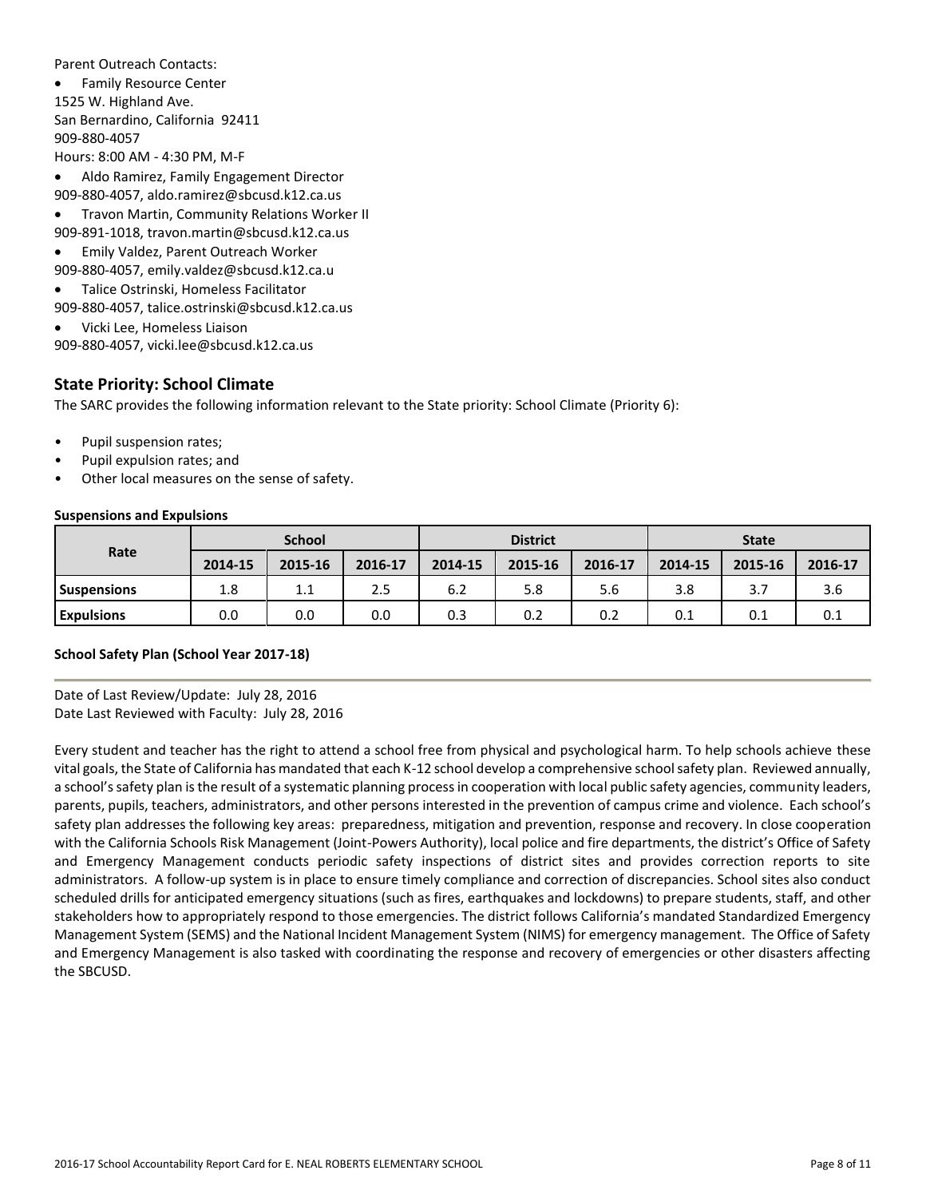Parent Outreach Contacts:

- Family Resource Center
1525 W. Highland Ave.
San Bernardino, California 92411
909-880-4057
Hours: 8:00 AM - 4:30 PM, M-F
- Aldo Ramirez, Family Engagement Director
909-880-4057, aldo.ramirez@sbcusd.k12.ca.us
- Travon Martin, Community Relations Worker II
909-891-1018, travon.martin@sbcusd.k12.ca.us
- Emily Valdez, Parent Outreach Worker
909-880-4057, emily.valdez@sbcusd.k12.ca.u
- Talice Ostrinski, Homeless Facilitator
909-880-4057, talice.ostrinski@sbcusd.k12.ca.us
- Vicki Lee, Homeless Liaison
909-880-4057, vicki.lee@sbcusd.k12.ca.us

## State Priority: School Climate

The SARC provides the following information relevant to the State priority: School Climate (Priority 6):

- Pupil suspension rates;
- Pupil expulsion rates; and
- Other local measures on the sense of safety.

**Suspensions and Expulsions**

| Rate | School | | | District | | | State | | |
|---|---|---|---|---|---|---|---|---|---|
| | 2014-15 | 2015-16 | 2016-17 | 2014-15 | 2015-16 | 2016-17 | 2014-15 | 2015-16 | 2016-17 |
| **Suspensions** | 1.8 | 1.1 | 2.5 | 6.2 | 5.8 | 5.6 | 3.8 | 3.7 | 3.6 |
| **Expulsions** | 0.0 | 0.0 | 0.0 | 0.3 | 0.2 | 0.2 | 0.1 | 0.1 | 0.1 |

**School Safety Plan (School Year 2017-18)**

Date of Last Review/Update: July 28, 2016
Date Last Reviewed with Faculty: July 28, 2016

Every student and teacher has the right to attend a school free from physical and psychological harm. To help schools achieve these vital goals, the State of California has mandated that each K-12 school develop a comprehensive school safety plan. Reviewed annually, a school's safety plan is the result of a systematic planning process in cooperation with local public safety agencies, community leaders, parents, pupils, teachers, administrators, and other persons interested in the prevention of campus crime and violence. Each school's safety plan addresses the following key areas: preparedness, mitigation and prevention, response and recovery. In close cooperation with the California Schools Risk Management (Joint-Powers Authority), local police and fire departments, the district's Office of Safety and Emergency Management conducts periodic safety inspections of district sites and provides correction reports to site administrators. A follow-up system is in place to ensure timely compliance and correction of discrepancies. School sites also conduct scheduled drills for anticipated emergency situations (such as fires, earthquakes and lockdowns) to prepare students, staff, and other stakeholders how to appropriately respond to those emergencies. The district follows California's mandated Standardized Emergency Management System (SEMS) and the National Incident Management System (NIMS) for emergency management. The Office of Safety and Emergency Management is also tasked with coordinating the response and recovery of emergencies or other disasters affecting the SBCUSD.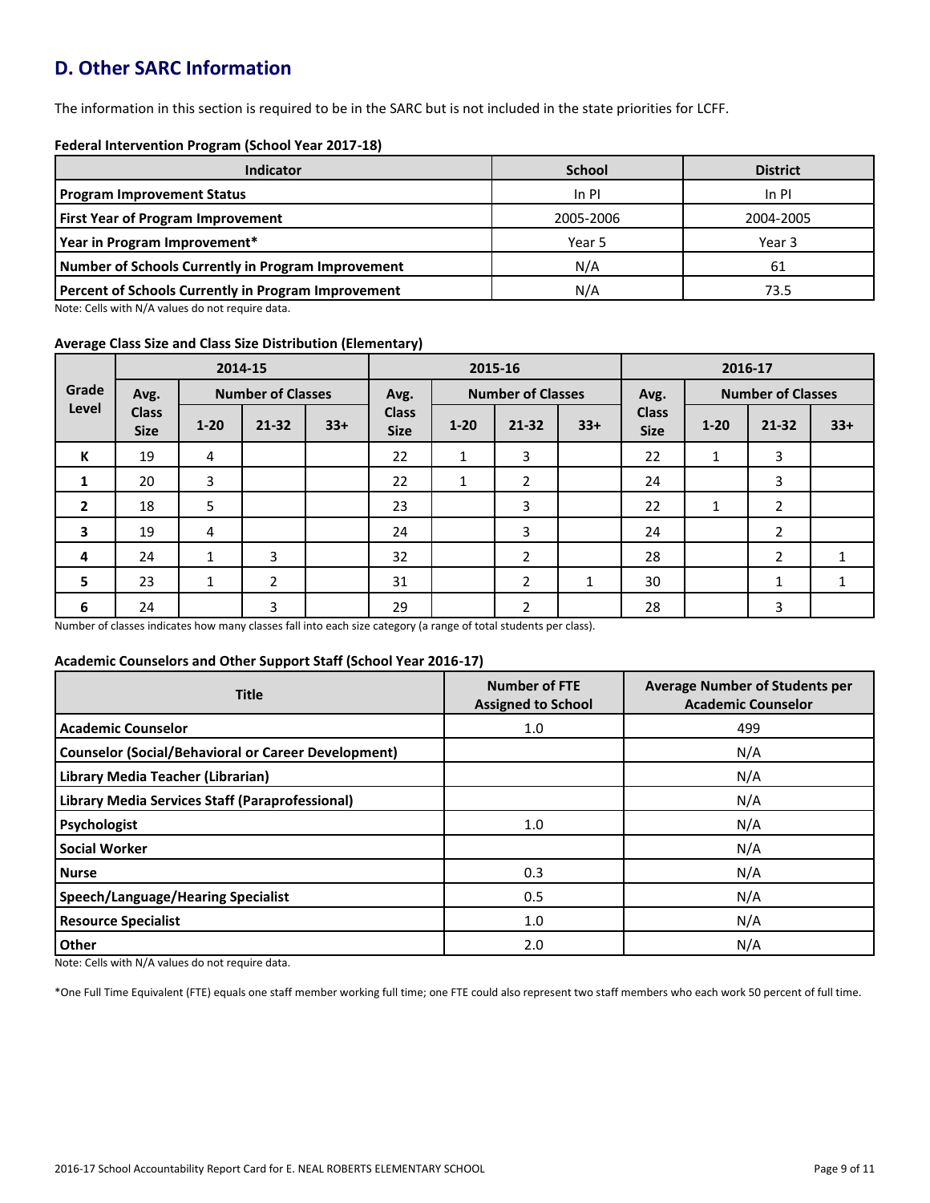## D. Other SARC Information

The information in this section is required to be in the SARC but is not included in the state priorities for LCFF.

**Federal Intervention Program (School Year 2017-18)**

| Indicator | School | District |
|---|---|---|
| Program Improvement Status | In PI | In PI |
| First Year of Program Improvement | 2005-2006 | 2004-2005 |
| Year in Program Improvement* | Year 5 | Year 3 |
| Number of Schools Currently in Program Improvement | N/A | 61 |
| Percent of Schools Currently in Program Improvement | N/A | 73.5 |

Note: Cells with N/A values do not require data.

**Average Class Size and Class Size Distribution (Elementary)**

| Grade Level | 2014-15 | | | | 2015-16 | | | | 2016-17 | | | |
|---|---|---|---|---|---|---|---|---|---|---|---|---|
| | Avg. Class Size | Number of Classes | | | Avg. Class Size | Number of Classes | | | Avg. Class Size | Number of Classes | | |
| | | 1-20 | 21-32 | 33+ | | 1-20 | 21-32 | 33+ | | 1-20 | 21-32 | 33+ |
| K | 19 | 4 | | | 22 | 1 | 3 | | 22 | 1 | 3 | |
| 1 | 20 | 3 | | | 22 | 1 | 2 | | 24 | | 3 | |
| 2 | 18 | 5 | | | 23 | | 3 | | 22 | 1 | 2 | |
| 3 | 19 | 4 | | | 24 | | 3 | | 24 | | 2 | |
| 4 | 24 | 1 | 3 | | 32 | | 2 | | 28 | | 2 | 1 |
| 5 | 23 | 1 | 2 | | 31 | | 2 | 1 | 30 | | 1 | 1 |
| 6 | 24 | | 3 | | 29 | | 2 | | 28 | | 3 | |

Number of classes indicates how many classes fall into each size category (a range of total students per class).

**Academic Counselors and Other Support Staff (School Year 2016-17)**

| Title | Number of FTE Assigned to School | Average Number of Students per Academic Counselor |
|---|---|---|
| Academic Counselor | 1.0 | 499 |
| Counselor (Social/Behavioral or Career Development) | | N/A |
| Library Media Teacher (Librarian) | | N/A |
| Library Media Services Staff (Paraprofessional) | | N/A |
| Psychologist | 1.0 | N/A |
| Social Worker | | N/A |
| Nurse | 0.3 | N/A |
| Speech/Language/Hearing Specialist | 0.5 | N/A |
| Resource Specialist | 1.0 | N/A |
| Other | 2.0 | N/A |

Note: Cells with N/A values do not require data.

*One Full Time Equivalent (FTE) equals one staff member working full time; one FTE could also represent two staff members who each work 50 percent of full time.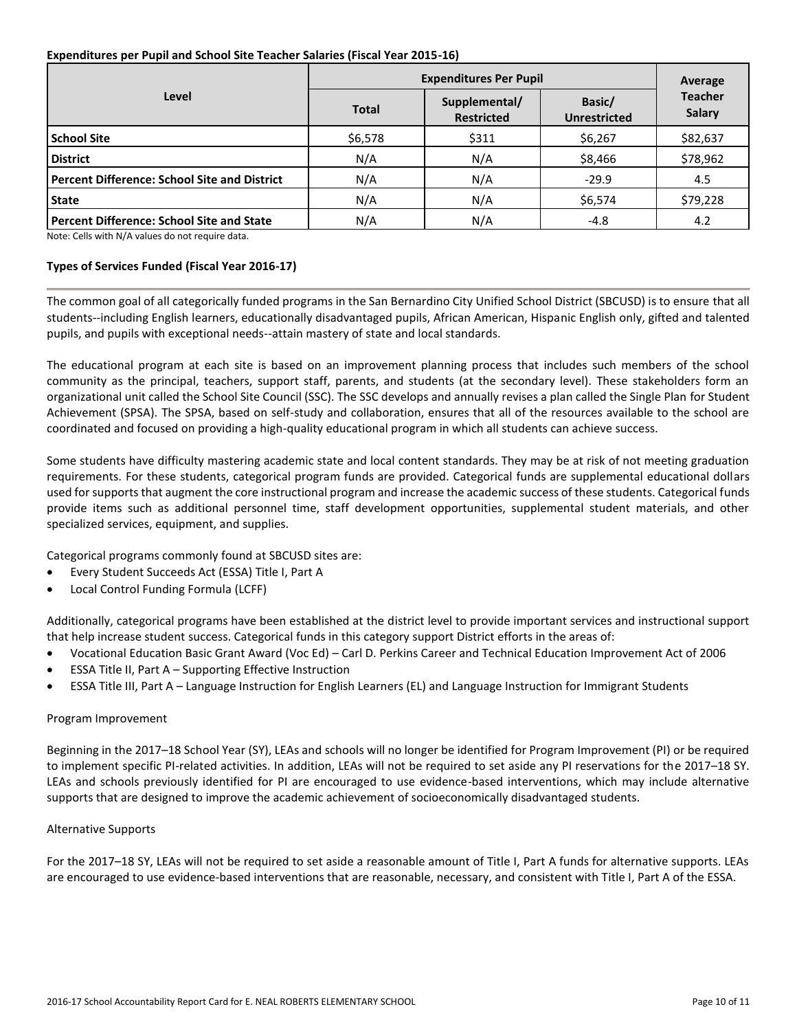**Expenditures per Pupil and School Site Teacher Salaries (Fiscal Year 2015-16)**

| Level | Expenditures Per Pupil | | | Average Teacher Salary |
|---|---|---|---|---|
| | Total | Supplemental/ Restricted | Basic/ Unrestricted | |
| **School Site** | $6,578 | $311 | $6,267 | $82,637 |
| **District** | N/A | N/A | $8,466 | $78,962 |
| **Percent Difference: School Site and District** | N/A | N/A | -29.9 | 4.5 |
| **State** | N/A | N/A | $6,574 | $79,228 |
| **Percent Difference: School Site and State** | N/A | N/A | -4.8 | 4.2 |

Note: Cells with N/A values do not require data.

**Types of Services Funded (Fiscal Year 2016-17)**

The common goal of all categorically funded programs in the San Bernardino City Unified School District (SBCUSD) is to ensure that all students--including English learners, educationally disadvantaged pupils, African American, Hispanic English only, gifted and talented pupils, and pupils with exceptional needs--attain mastery of state and local standards.

The educational program at each site is based on an improvement planning process that includes such members of the school community as the principal, teachers, support staff, parents, and students (at the secondary level). These stakeholders form an organizational unit called the School Site Council (SSC). The SSC develops and annually revises a plan called the Single Plan for Student Achievement (SPSA). The SPSA, based on self-study and collaboration, ensures that all of the resources available to the school are coordinated and focused on providing a high-quality educational program in which all students can achieve success.

Some students have difficulty mastering academic state and local content standards. They may be at risk of not meeting graduation requirements. For these students, categorical program funds are provided. Categorical funds are supplemental educational dollars used for supports that augment the core instructional program and increase the academic success of these students. Categorical funds provide items such as additional personnel time, staff development opportunities, supplemental student materials, and other specialized services, equipment, and supplies.

Categorical programs commonly found at SBCUSD sites are:

- Every Student Succeeds Act (ESSA) Title I, Part A
- Local Control Funding Formula (LCFF)

Additionally, categorical programs have been established at the district level to provide important services and instructional support that help increase student success. Categorical funds in this category support District efforts in the areas of:

- Vocational Education Basic Grant Award (Voc Ed) – Carl D. Perkins Career and Technical Education Improvement Act of 2006
- ESSA Title II, Part A – Supporting Effective Instruction
- ESSA Title III, Part A – Language Instruction for English Learners (EL) and Language Instruction for Immigrant Students

Program Improvement

Beginning in the 2017–18 School Year (SY), LEAs and schools will no longer be identified for Program Improvement (PI) or be required to implement specific PI-related activities. In addition, LEAs will not be required to set aside any PI reservations for the 2017–18 SY. LEAs and schools previously identified for PI are encouraged to use evidence-based interventions, which may include alternative supports that are designed to improve the academic achievement of socioeconomically disadvantaged students.

Alternative Supports

For the 2017–18 SY, LEAs will not be required to set aside a reasonable amount of Title I, Part A funds for alternative supports. LEAs are encouraged to use evidence-based interventions that are reasonable, necessary, and consistent with Title I, Part A of the ESSA.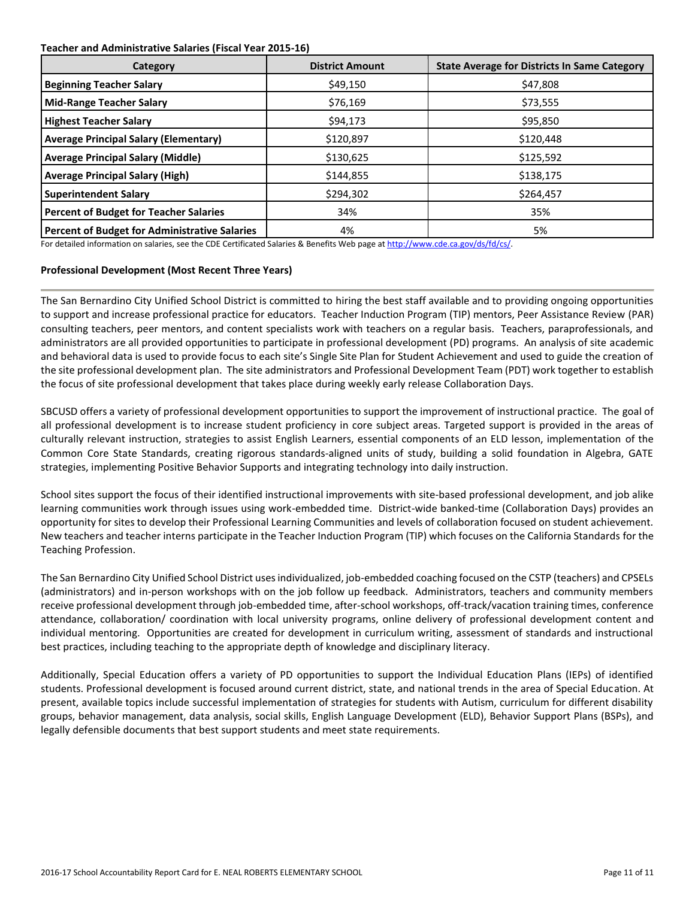**Teacher and Administrative Salaries (Fiscal Year 2015-16)**

| Category | District Amount | State Average for Districts In Same Category |
| --- | --- | --- |
| **Beginning Teacher Salary** | $49,150 | $47,808 |
| **Mid-Range Teacher Salary** | $76,169 | $73,555 |
| **Highest Teacher Salary** | $94,173 | $95,850 |
| **Average Principal Salary (Elementary)** | $120,897 | $120,448 |
| **Average Principal Salary (Middle)** | $130,625 | $125,592 |
| **Average Principal Salary (High)** | $144,855 | $138,175 |
| **Superintendent Salary** | $294,302 | $264,457 |
| **Percent of Budget for Teacher Salaries** | 34% | 35% |
| **Percent of Budget for Administrative Salaries** | 4% | 5% |

For detailed information on salaries, see the CDE Certificated Salaries & Benefits Web page at http://www.cde.ca.gov/ds/fd/cs/.

**Professional Development (Most Recent Three Years)**

The San Bernardino City Unified School District is committed to hiring the best staff available and to providing ongoing opportunities to support and increase professional practice for educators. Teacher Induction Program (TIP) mentors, Peer Assistance Review (PAR) consulting teachers, peer mentors, and content specialists work with teachers on a regular basis. Teachers, paraprofessionals, and administrators are all provided opportunities to participate in professional development (PD) programs. An analysis of site academic and behavioral data is used to provide focus to each site's Single Site Plan for Student Achievement and used to guide the creation of the site professional development plan. The site administrators and Professional Development Team (PDT) work together to establish the focus of site professional development that takes place during weekly early release Collaboration Days.

SBCUSD offers a variety of professional development opportunities to support the improvement of instructional practice. The goal of all professional development is to increase student proficiency in core subject areas. Targeted support is provided in the areas of culturally relevant instruction, strategies to assist English Learners, essential components of an ELD lesson, implementation of the Common Core State Standards, creating rigorous standards-aligned units of study, building a solid foundation in Algebra, GATE strategies, implementing Positive Behavior Supports and integrating technology into daily instruction.

School sites support the focus of their identified instructional improvements with site-based professional development, and job alike learning communities work through issues using work-embedded time. District-wide banked-time (Collaboration Days) provides an opportunity for sites to develop their Professional Learning Communities and levels of collaboration focused on student achievement. New teachers and teacher interns participate in the Teacher Induction Program (TIP) which focuses on the California Standards for the Teaching Profession.

The San Bernardino City Unified School District uses individualized, job-embedded coaching focused on the CSTP (teachers) and CPSELs (administrators) and in-person workshops with on the job follow up feedback. Administrators, teachers and community members receive professional development through job-embedded time, after-school workshops, off-track/vacation training times, conference attendance, collaboration/ coordination with local university programs, online delivery of professional development content and individual mentoring. Opportunities are created for development in curriculum writing, assessment of standards and instructional best practices, including teaching to the appropriate depth of knowledge and disciplinary literacy.

Additionally, Special Education offers a variety of PD opportunities to support the Individual Education Plans (IEPs) of identified students. Professional development is focused around current district, state, and national trends in the area of Special Education. At present, available topics include successful implementation of strategies for students with Autism, curriculum for different disability groups, behavior management, data analysis, social skills, English Language Development (ELD), Behavior Support Plans (BSPs), and legally defensible documents that best support students and meet state requirements.